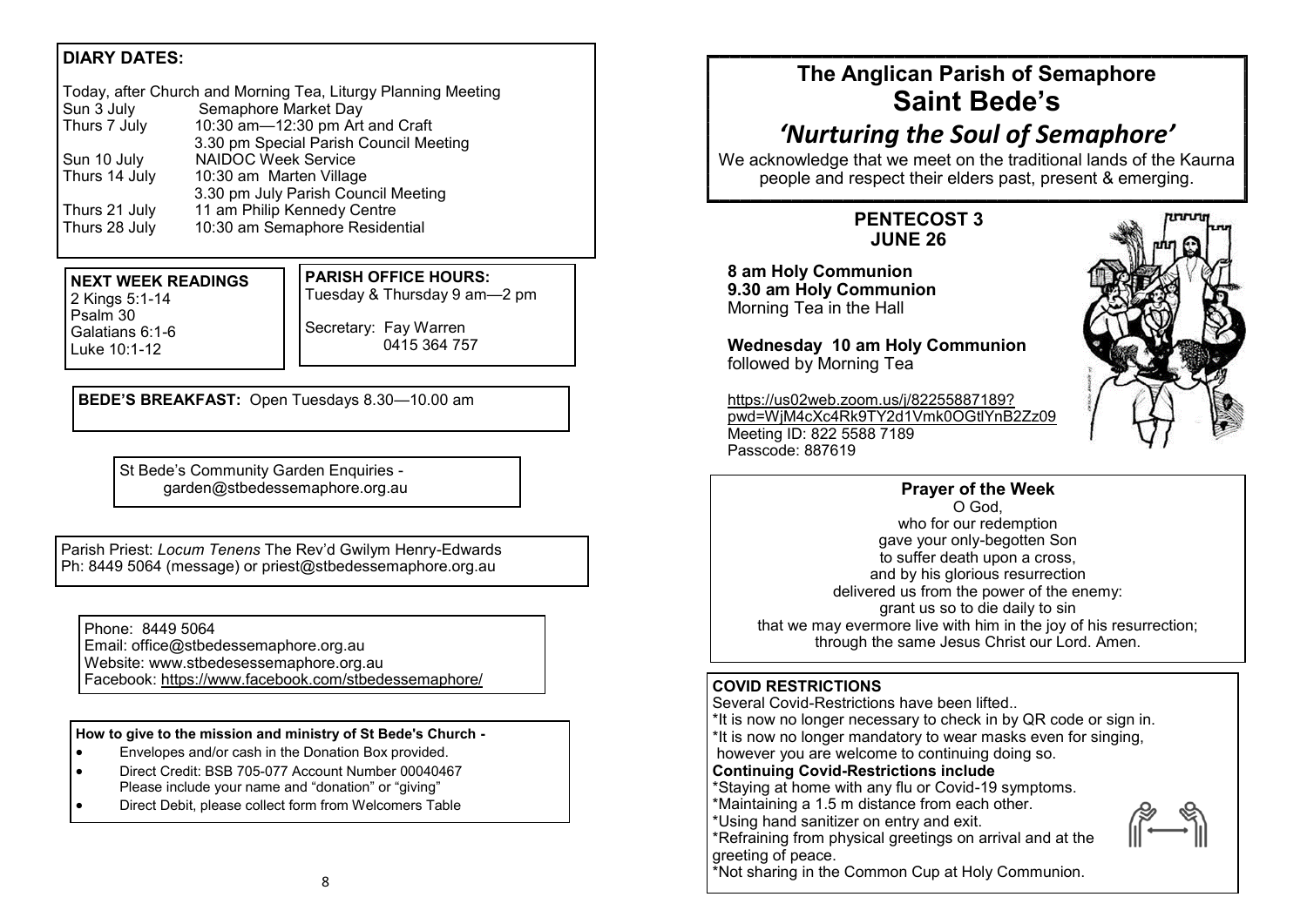**DIARY DATES:**

Today, after Church and Morning Tea, Liturgy Planning Meeting

| | |
|---|---|
| Sun 3 July | Semaphore Market Day |
| Thurs 7 July | 10:30 am—12:30 pm Art and Craft |
| | 3.30 pm Special Parish Council Meeting |
| Sun 10 July | NAIDOC Week Service |
| Thurs 14 July | 10:30 am Marten Village |
| | 3.30 pm July Parish Council Meeting |
| Thurs 21 July | 11 am Philip Kennedy Centre |
| Thurs 28 July | 10:30 am Semaphore Residential |

**NEXT WEEK READINGS**
2 Kings 5:1-14
Psalm 30
Galatians 6:1-6
Luke 10:1-12

**PARISH OFFICE HOURS:**
Tuesday & Thursday 9 am—2 pm

Secretary: Fay Warren
0415 364 757

**BEDE'S BREAKFAST:** Open Tuesdays 8.30—10.00 am

St Bede's Community Garden Enquiries -
garden@stbedessemaphore.org.au

Parish Priest: *Locum Tenens* The Rev'd Gwilym Henry-Edwards
Ph: 8449 5064 (message) or priest@stbedessemaphore.org.au

Phone: 8449 5064
Email: office@stbedessemaphore.org.au
Website: www.stbedesessemaphore.org.au
Facebook: https://www.facebook.com/stbedessemaphore/

**How to give to the mission and ministry of St Bede's Church -**

- Envelopes and/or cash in the Donation Box provided.
- Direct Credit: BSB 705-077 Account Number 00040467
  Please include your name and "donation" or "giving"
- Direct Debit, please collect form from Welcomers Table

# The Anglican Parish of Semaphore
# Saint Bede's

## *'Nurturing the Soul of Semaphore'*

We acknowledge that we meet on the traditional lands of the Kaurna people and respect their elders past, present & emerging.

### PENTECOST 3
### JUNE 26

**8 am Holy Communion**
**9.30 am Holy Communion**
Morning Tea in the Hall

**Wednesday 10 am Holy Communion**
followed by Morning Tea

https://us02web.zoom.us/j/82255887189?pwd=WjM4cXc4Rk9TY2d1Vmk0OGtlYnB2Zz09
Meeting ID: 822 5588 7189
Passcode: 887619

**Prayer of the Week**

O God,
who for our redemption
gave your only-begotten Son
to suffer death upon a cross,
and by his glorious resurrection
delivered us from the power of the enemy:
grant us so to die daily to sin
that we may evermore live with him in the joy of his resurrection;
through the same Jesus Christ our Lord. Amen.

**COVID RESTRICTIONS**

Several Covid-Restrictions have been lifted..
*It is now no longer necessary to check in by QR code or sign in.
*It is now no longer mandatory to wear masks even for singing, however you are welcome to continuing doing so.

**Continuing Covid-Restrictions include**

*Staying at home with any flu or Covid-19 symptoms.
*Maintaining a 1.5 m distance from each other.
*Using hand sanitizer on entry and exit.
*Refraining from physical greetings on arrival and at the greeting of peace.
*Not sharing in the Common Cup at Holy Communion.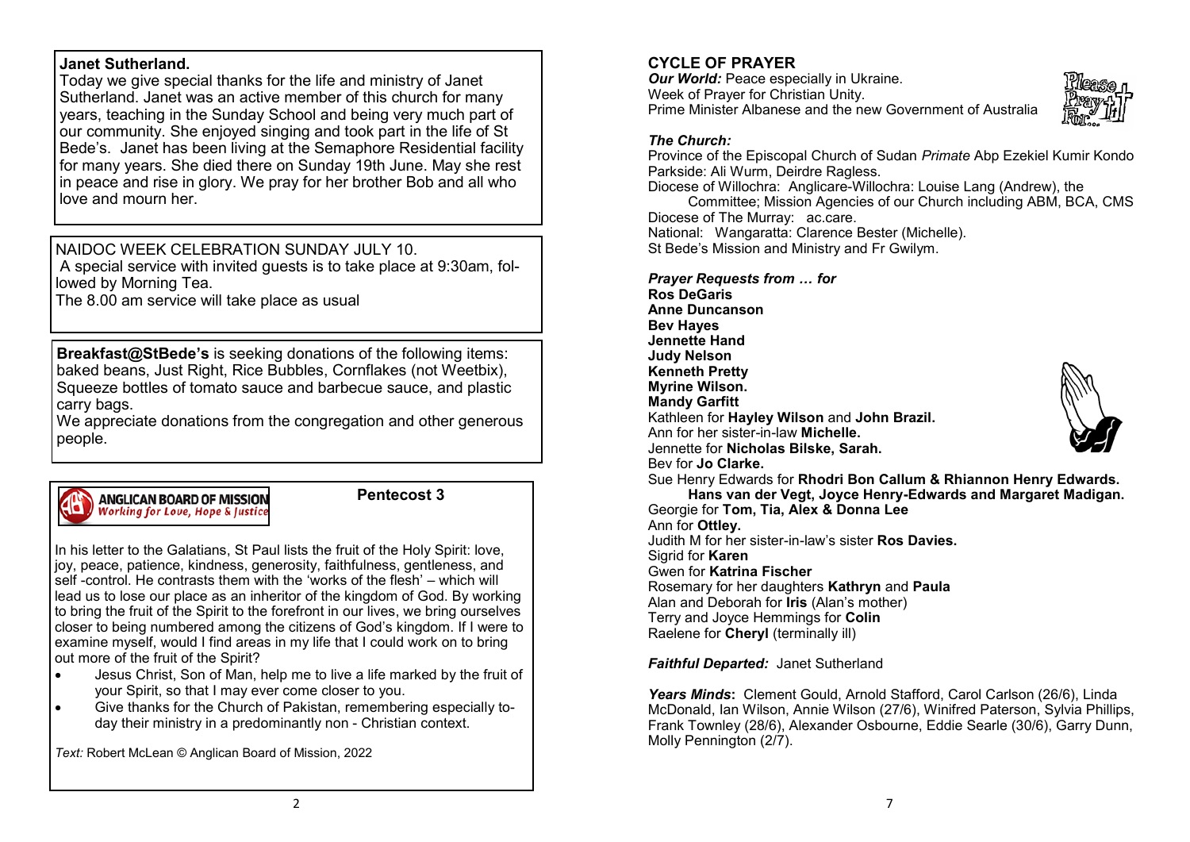**Janet Sutherland.**

Today we give special thanks for the life and ministry of Janet Sutherland. Janet was an active member of this church for many years, teaching in the Sunday School and being very much part of our community. She enjoyed singing and took part in the life of St Bede's. Janet has been living at the Semaphore Residential facility for many years. She died there on Sunday 19th June. May she rest in peace and rise in glory. We pray for her brother Bob and all who love and mourn her.

NAIDOC WEEK CELEBRATION SUNDAY JULY 10.

A special service with invited guests is to take place at 9:30am, followed by Morning Tea.

The 8.00 am service will take place as usual

**Breakfast@StBede's** is seeking donations of the following items: baked beans, Just Right, Rice Bubbles, Cornflakes (not Weetbix), Squeeze bottles of tomato sauce and barbecue sauce, and plastic carry bags.

We appreciate donations from the congregation and other generous people.

**ANGLICAN BOARD OF MISSION**
*Working for Love, Hope & Justice*

**Pentecost 3**

In his letter to the Galatians, St Paul lists the fruit of the Holy Spirit: love, joy, peace, patience, kindness, generosity, faithfulness, gentleness, and self -control. He contrasts them with the 'works of the flesh' – which will lead us to lose our place as an inheritor of the kingdom of God. By working to bring the fruit of the Spirit to the forefront in our lives, we bring ourselves closer to being numbered among the citizens of God's kingdom. If I were to examine myself, would I find areas in my life that I could work on to bring out more of the fruit of the Spirit?

- Jesus Christ, Son of Man, help me to live a life marked by the fruit of your Spirit, so that I may ever come closer to you.
- Give thanks for the Church of Pakistan, remembering especially today their ministry in a predominantly non - Christian context.

*Text:* Robert McLean © Anglican Board of Mission, 2022

## CYCLE OF PRAYER

***Our World:*** Peace especially in Ukraine.
Week of Prayer for Christian Unity.
Prime Minister Albanese and the new Government of Australia

***The Church:***

Province of the Episcopal Church of Sudan *Primate* Abp Ezekiel Kumir Kondo
Parkside: Ali Wurm, Deirdre Ragless.
Diocese of Willochra: Anglicare-Willochra: Louise Lang (Andrew), the Committee; Mission Agencies of our Church including ABM, BCA, CMS
Diocese of The Murray: ac.care.
National: Wangaratta: Clarence Bester (Michelle).
St Bede's Mission and Ministry and Fr Gwilym.

***Prayer Requests from … for***

**Ros DeGaris**
**Anne Duncanson**
**Bev Hayes**
**Jennette Hand**
**Judy Nelson**
**Kenneth Pretty**
**Myrine Wilson.**
**Mandy Garfitt**
Kathleen for **Hayley Wilson** and **John Brazil.**
Ann for her sister-in-law **Michelle.**
Jennette for **Nicholas Bilske, Sarah.**
Bev for **Jo Clarke.**
Sue Henry Edwards for **Rhodri Bon Callum & Rhiannon Henry Edwards. Hans van der Vegt, Joyce Henry-Edwards and Margaret Madigan.**
Georgie for **Tom, Tia, Alex & Donna Lee**
Ann for **Ottley.**
Judith M for her sister-in-law's sister **Ros Davies.**
Sigrid for **Karen**
Gwen for **Katrina Fischer**
Rosemary for her daughters **Kathryn** and **Paula**
Alan and Deborah for **Iris** (Alan's mother)
Terry and Joyce Hemmings for **Colin**
Raelene for **Cheryl** (terminally ill)

***Faithful Departed:*** Janet Sutherland

***Years Minds*:** Clement Gould, Arnold Stafford, Carol Carlson (26/6), Linda McDonald, Ian Wilson, Annie Wilson (27/6), Winifred Paterson, Sylvia Phillips, Frank Townley (28/6), Alexander Osbourne, Eddie Searle (30/6), Garry Dunn, Molly Pennington (2/7).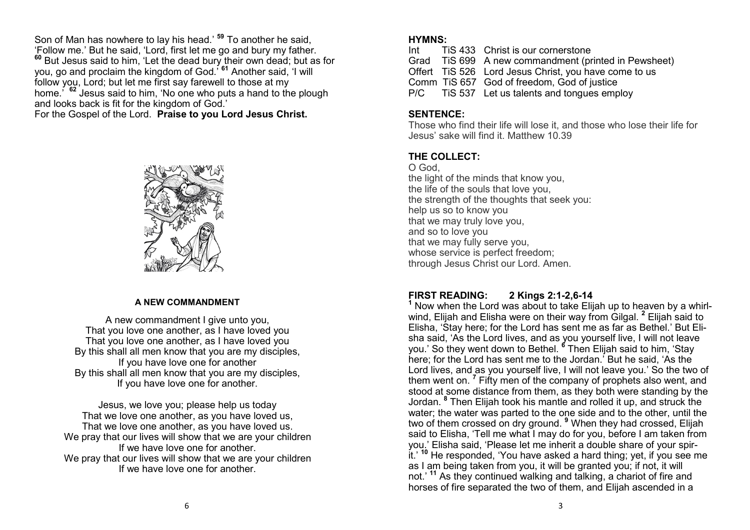Son of Man has nowhere to lay his head.' [59] To another he said, 'Follow me.' But he said, 'Lord, first let me go and bury my father. [60] But Jesus said to him, 'Let the dead bury their own dead; but as for you, go and proclaim the kingdom of God.' [61] Another said, 'I will follow you, Lord; but let me first say farewell to those at my home.' [62] Jesus said to him, 'No one who puts a hand to the plough and looks back is fit for the kingdom of God.'

For the Gospel of the Lord. **Praise to you Lord Jesus Christ.**

### A NEW COMMANDMENT

A new commandment I give unto you,
That you love one another, as I have loved you
That you love one another, as I have loved you
By this shall all men know that you are my disciples,
If you have love one for another
By this shall all men know that you are my disciples,
If you have love one for another.

Jesus, we love you; please help us today
That we love one another, as you have loved us,
That we love one another, as you have loved us.
We pray that our lives will show that we are your children
If we have love one for another.
We pray that our lives will show that we are your children
If we have love one for another.

### HYMNS:

| | | |
|---|---|---|
| Int | TiS 433 | Christ is our cornerstone |
| Grad | TiS 699 | A new commandment (printed in Pewsheet) |
| Offert | TiS 526 | Lord Jesus Christ, you have come to us |
| Comm | TiS 657 | God of freedom, God of justice |
| P/C | TiS 537 | Let us talents and tongues employ |

### SENTENCE:

Those who find their life will lose it, and those who lose their life for Jesus' sake will find it. Matthew 10.39

### THE COLLECT:

O God,
the light of the minds that know you,
the life of the souls that love you,
the strength of the thoughts that seek you:
help us so to know you
that we may truly love you,
and so to love you
that we may fully serve you,
whose service is perfect freedom;
through Jesus Christ our Lord. Amen.

### FIRST READING: 2 Kings 2:1-2,6-14

[1] Now when the Lord was about to take Elijah up to heaven by a whirlwind, Elijah and Elisha were on their way from Gilgal. [2] Elijah said to Elisha, 'Stay here; for the Lord has sent me as far as Bethel.' But Elisha said, 'As the Lord lives, and as you yourself live, I will not leave you.' So they went down to Bethel. [6] Then Elijah said to him, 'Stay here; for the Lord has sent me to the Jordan.' But he said, 'As the Lord lives, and as you yourself live, I will not leave you.' So the two of them went on. [7] Fifty men of the company of prophets also went, and stood at some distance from them, as they both were standing by the Jordan. [8] Then Elijah took his mantle and rolled it up, and struck the water; the water was parted to the one side and to the other, until the two of them crossed on dry ground. [9] When they had crossed, Elijah said to Elisha, 'Tell me what I may do for you, before I am taken from you.' Elisha said, 'Please let me inherit a double share of your spirit.' [10] He responded, 'You have asked a hard thing; yet, if you see me as I am being taken from you, it will be granted you; if not, it will not.' [11] As they continued walking and talking, a chariot of fire and horses of fire separated the two of them, and Elijah ascended in a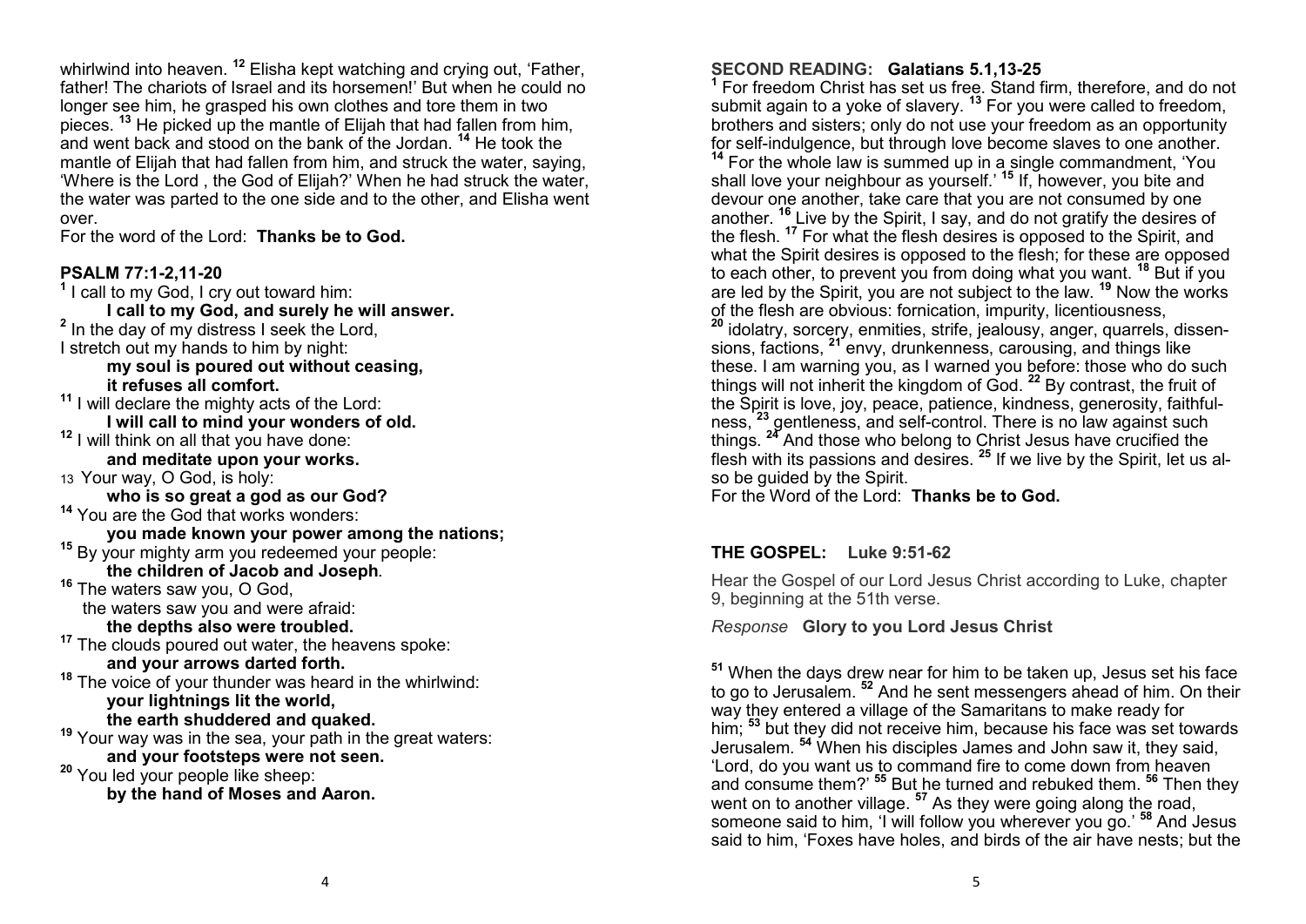whirlwind into heaven. [12] Elisha kept watching and crying out, 'Father, father! The chariots of Israel and its horsemen!' But when he could no longer see him, he grasped his own clothes and tore them in two pieces. [13] He picked up the mantle of Elijah that had fallen from him, and went back and stood on the bank of the Jordan. [14] He took the mantle of Elijah that had fallen from him, and struck the water, saying, 'Where is the Lord , the God of Elijah?' When he had struck the water, the water was parted to the one side and to the other, and Elisha went over.

For the word of the Lord: **Thanks be to God.**

## PSALM 77:1-2,11-20

[1] I call to my God, I cry out toward him:
**I call to my God, and surely he will answer.**
[2] In the day of my distress I seek the Lord,
I stretch out my hands to him by night:
**my soul is poured out without ceasing,**
**it refuses all comfort.**
[11] I will declare the mighty acts of the Lord:
**I will call to mind your wonders of old.**
[12] I will think on all that you have done:
**and meditate upon your works.**
13 Your way, O God, is holy:
**who is so great a god as our God?**
[14] You are the God that works wonders:
**you made known your power among the nations;**
[15] By your mighty arm you redeemed your people:
**the children of Jacob and Joseph**.
[16] The waters saw you, O God,
the waters saw you and were afraid:
**the depths also were troubled.**
[17] The clouds poured out water, the heavens spoke:
**and your arrows darted forth.**
[18] The voice of your thunder was heard in the whirlwind:
**your lightnings lit the world,**
**the earth shuddered and quaked.**
[19] Your way was in the sea, your path in the great waters:
**and your footsteps were not seen.**
[20] You led your people like sheep:
**by the hand of Moses and Aaron.**

## SECOND READING: Galatians 5.1,13-25

[1] For freedom Christ has set us free. Stand firm, therefore, and do not submit again to a yoke of slavery. [13] For you were called to freedom, brothers and sisters; only do not use your freedom as an opportunity for self-indulgence, but through love become slaves to one another. [14] For the whole law is summed up in a single commandment, 'You shall love your neighbour as yourself.' [15] If, however, you bite and devour one another, take care that you are not consumed by one another. [16] Live by the Spirit, I say, and do not gratify the desires of the flesh. [17] For what the flesh desires is opposed to the Spirit, and what the Spirit desires is opposed to the flesh; for these are opposed to each other, to prevent you from doing what you want. [18] But if you are led by the Spirit, you are not subject to the law. [19] Now the works of the flesh are obvious: fornication, impurity, licentiousness, [20] idolatry, sorcery, enmities, strife, jealousy, anger, quarrels, dissensions, factions, [21] envy, drunkenness, carousing, and things like these. I am warning you, as I warned you before: those who do such things will not inherit the kingdom of God. [22] By contrast, the fruit of the Spirit is love, joy, peace, patience, kindness, generosity, faithfulness, [23] gentleness, and self-control. There is no law against such things. [24] And those who belong to Christ Jesus have crucified the flesh with its passions and desires. [25] If we live by the Spirit, let us also be guided by the Spirit.

For the Word of the Lord: **Thanks be to God.**

## THE GOSPEL: Luke 9:51-62

Hear the Gospel of our Lord Jesus Christ according to Luke, chapter 9, beginning at the 51th verse.

*Response* **Glory to you Lord Jesus Christ**

[51] When the days drew near for him to be taken up, Jesus set his face to go to Jerusalem. [52] And he sent messengers ahead of him. On their way they entered a village of the Samaritans to make ready for him; [53] but they did not receive him, because his face was set towards Jerusalem. [54] When his disciples James and John saw it, they said, 'Lord, do you want us to command fire to come down from heaven and consume them?' [55] But he turned and rebuked them. [56] Then they went on to another village. [57] As they were going along the road, someone said to him, 'I will follow you wherever you go.' [58] And Jesus said to him, 'Foxes have holes, and birds of the air have nests; but the